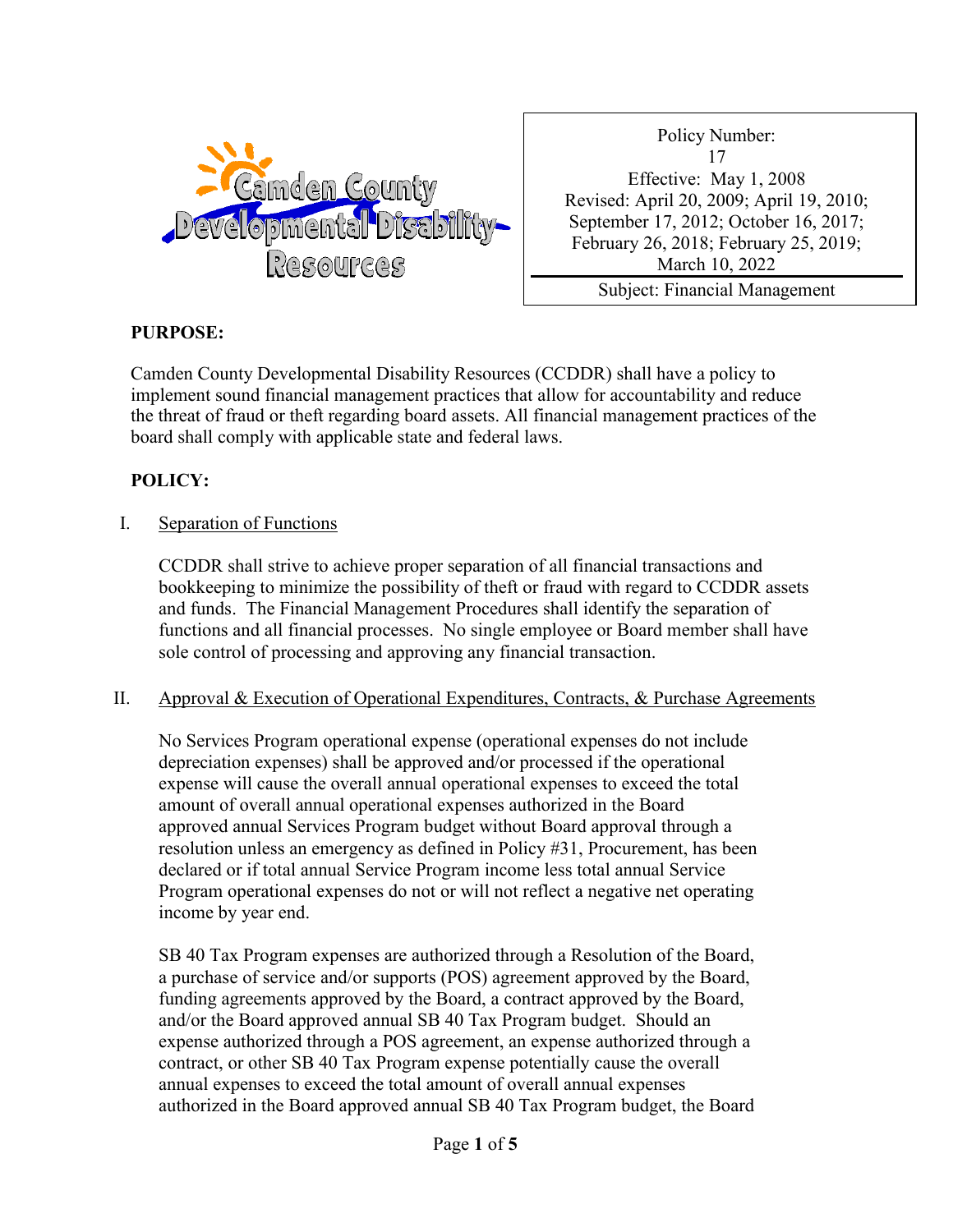Camden County Developmental Disability Resources

| Policy Number: 17 |
| --- |
| Effective: May 1, 2008 |
| Revised: April 20, 2009; April 19, 2010; September 17, 2012; October 16, 2017; February 26, 2018; February 25, 2019; March 10, 2022 |
| Subject: Financial Management |

## PURPOSE:

Camden County Developmental Disability Resources (CCDDR) shall have a policy to implement sound financial management practices that allow for accountability and reduce the threat of fraud or theft regarding board assets. All financial management practices of the board shall comply with applicable state and federal laws.

## POLICY:

I. Separation of Functions

CCDDR shall strive to achieve proper separation of all financial transactions and bookkeeping to minimize the possibility of theft or fraud with regard to CCDDR assets and funds. The Financial Management Procedures shall identify the separation of functions and all financial processes. No single employee or Board member shall have sole control of processing and approving any financial transaction.

II. Approval & Execution of Operational Expenditures, Contracts, & Purchase Agreements

No Services Program operational expense (operational expenses do not include depreciation expenses) shall be approved and/or processed if the operational expense will cause the overall annual operational expenses to exceed the total amount of overall annual operational expenses authorized in the Board approved annual Services Program budget without Board approval through a resolution unless an emergency as defined in Policy #31, Procurement, has been declared or if total annual Service Program income less total annual Service Program operational expenses do not or will not reflect a negative net operating income by year end.

SB 40 Tax Program expenses are authorized through a Resolution of the Board, a purchase of service and/or supports (POS) agreement approved by the Board, funding agreements approved by the Board, a contract approved by the Board, and/or the Board approved annual SB 40 Tax Program budget. Should an expense authorized through a POS agreement, an expense authorized through a contract, or other SB 40 Tax Program expense potentially cause the overall annual expenses to exceed the total amount of overall annual expenses authorized in the Board approved annual SB 40 Tax Program budget, the Board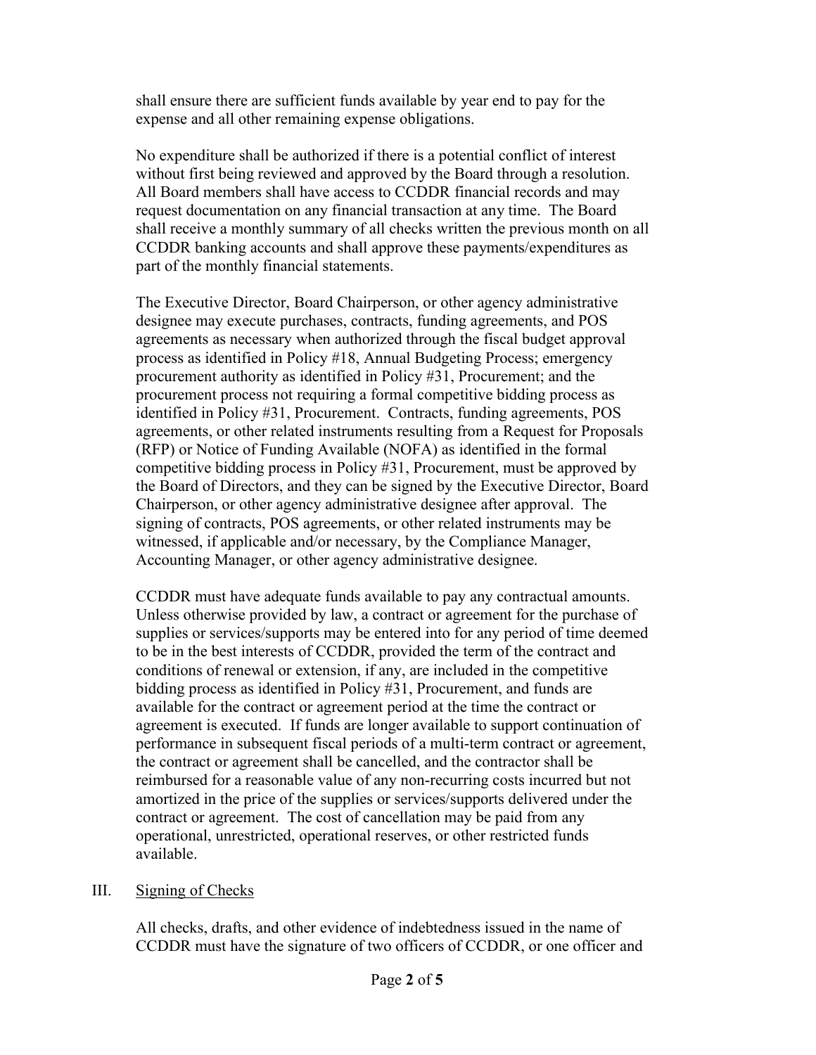shall ensure there are sufficient funds available by year end to pay for the expense and all other remaining expense obligations.

No expenditure shall be authorized if there is a potential conflict of interest without first being reviewed and approved by the Board through a resolution. All Board members shall have access to CCDDR financial records and may request documentation on any financial transaction at any time. The Board shall receive a monthly summary of all checks written the previous month on all CCDDR banking accounts and shall approve these payments/expenditures as part of the monthly financial statements.

The Executive Director, Board Chairperson, or other agency administrative designee may execute purchases, contracts, funding agreements, and POS agreements as necessary when authorized through the fiscal budget approval process as identified in Policy #18, Annual Budgeting Process; emergency procurement authority as identified in Policy #31, Procurement; and the procurement process not requiring a formal competitive bidding process as identified in Policy #31, Procurement. Contracts, funding agreements, POS agreements, or other related instruments resulting from a Request for Proposals (RFP) or Notice of Funding Available (NOFA) as identified in the formal competitive bidding process in Policy #31, Procurement, must be approved by the Board of Directors, and they can be signed by the Executive Director, Board Chairperson, or other agency administrative designee after approval. The signing of contracts, POS agreements, or other related instruments may be witnessed, if applicable and/or necessary, by the Compliance Manager, Accounting Manager, or other agency administrative designee.

CCDDR must have adequate funds available to pay any contractual amounts. Unless otherwise provided by law, a contract or agreement for the purchase of supplies or services/supports may be entered into for any period of time deemed to be in the best interests of CCDDR, provided the term of the contract and conditions of renewal or extension, if any, are included in the competitive bidding process as identified in Policy #31, Procurement, and funds are available for the contract or agreement period at the time the contract or agreement is executed. If funds are longer available to support continuation of performance in subsequent fiscal periods of a multi-term contract or agreement, the contract or agreement shall be cancelled, and the contractor shall be reimbursed for a reasonable value of any non-recurring costs incurred but not amortized in the price of the supplies or services/supports delivered under the contract or agreement. The cost of cancellation may be paid from any operational, unrestricted, operational reserves, or other restricted funds available.

## III. <u>Signing of Checks</u>

All checks, drafts, and other evidence of indebtedness issued in the name of CCDDR must have the signature of two officers of CCDDR, or one officer and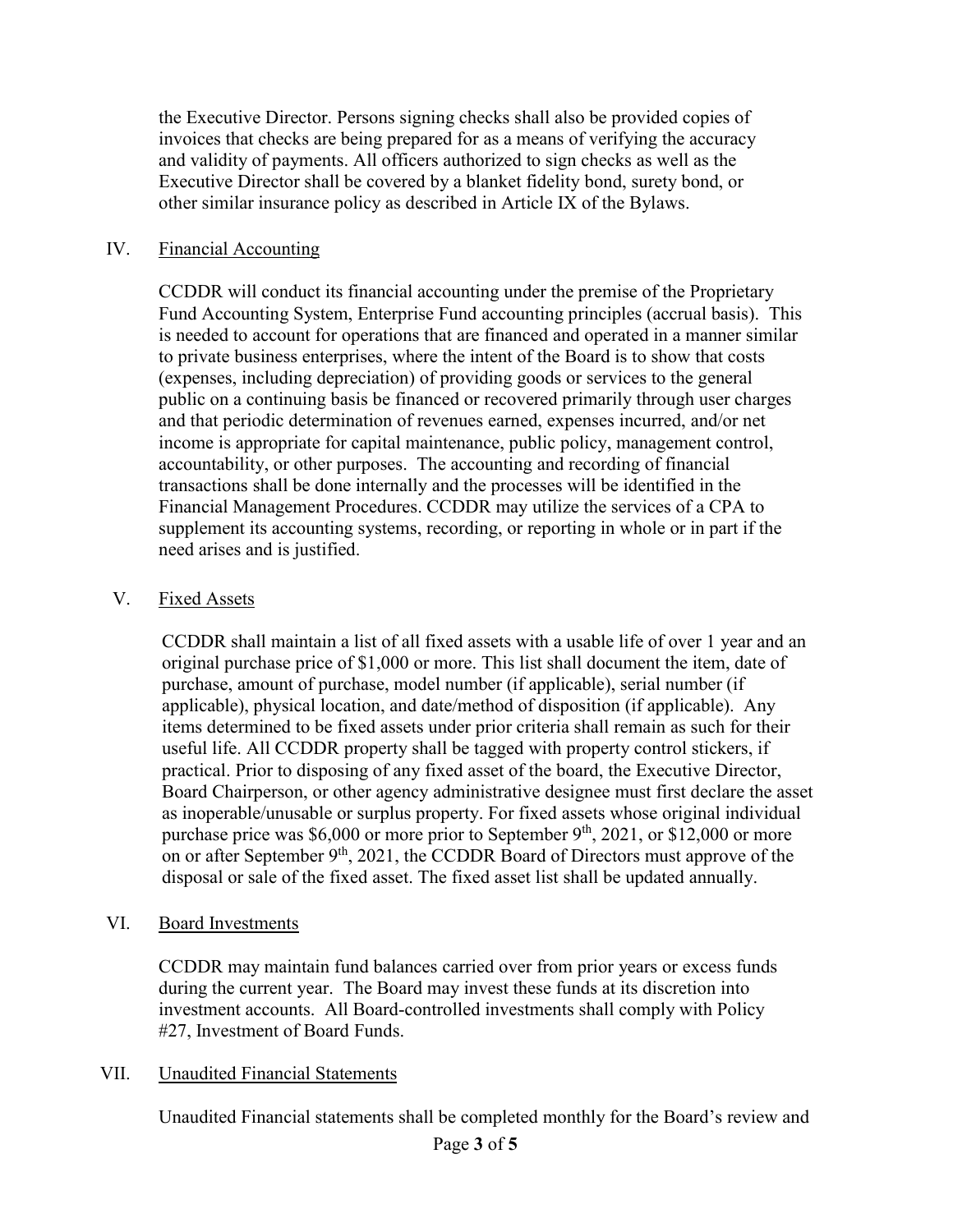the Executive Director. Persons signing checks shall also be provided copies of invoices that checks are being prepared for as a means of verifying the accuracy and validity of payments. All officers authorized to sign checks as well as the Executive Director shall be covered by a blanket fidelity bond, surety bond, or other similar insurance policy as described in Article IX of the Bylaws.

## IV. Financial Accounting

CCDDR will conduct its financial accounting under the premise of the Proprietary Fund Accounting System, Enterprise Fund accounting principles (accrual basis). This is needed to account for operations that are financed and operated in a manner similar to private business enterprises, where the intent of the Board is to show that costs (expenses, including depreciation) of providing goods or services to the general public on a continuing basis be financed or recovered primarily through user charges and that periodic determination of revenues earned, expenses incurred, and/or net income is appropriate for capital maintenance, public policy, management control, accountability, or other purposes. The accounting and recording of financial transactions shall be done internally and the processes will be identified in the Financial Management Procedures. CCDDR may utilize the services of a CPA to supplement its accounting systems, recording, or reporting in whole or in part if the need arises and is justified.

## V. Fixed Assets

CCDDR shall maintain a list of all fixed assets with a usable life of over 1 year and an original purchase price of $1,000 or more. This list shall document the item, date of purchase, amount of purchase, model number (if applicable), serial number (if applicable), physical location, and date/method of disposition (if applicable). Any items determined to be fixed assets under prior criteria shall remain as such for their useful life. All CCDDR property shall be tagged with property control stickers, if practical. Prior to disposing of any fixed asset of the board, the Executive Director, Board Chairperson, or other agency administrative designee must first declare the asset as inoperable/unusable or surplus property. For fixed assets whose original individual purchase price was $6,000 or more prior to September 9th, 2021, or $12,000 or more on or after September 9th, 2021, the CCDDR Board of Directors must approve of the disposal or sale of the fixed asset. The fixed asset list shall be updated annually.

## VI. Board Investments

CCDDR may maintain fund balances carried over from prior years or excess funds during the current year. The Board may invest these funds at its discretion into investment accounts. All Board-controlled investments shall comply with Policy #27, Investment of Board Funds.

## VII. Unaudited Financial Statements

Unaudited Financial statements shall be completed monthly for the Board's review and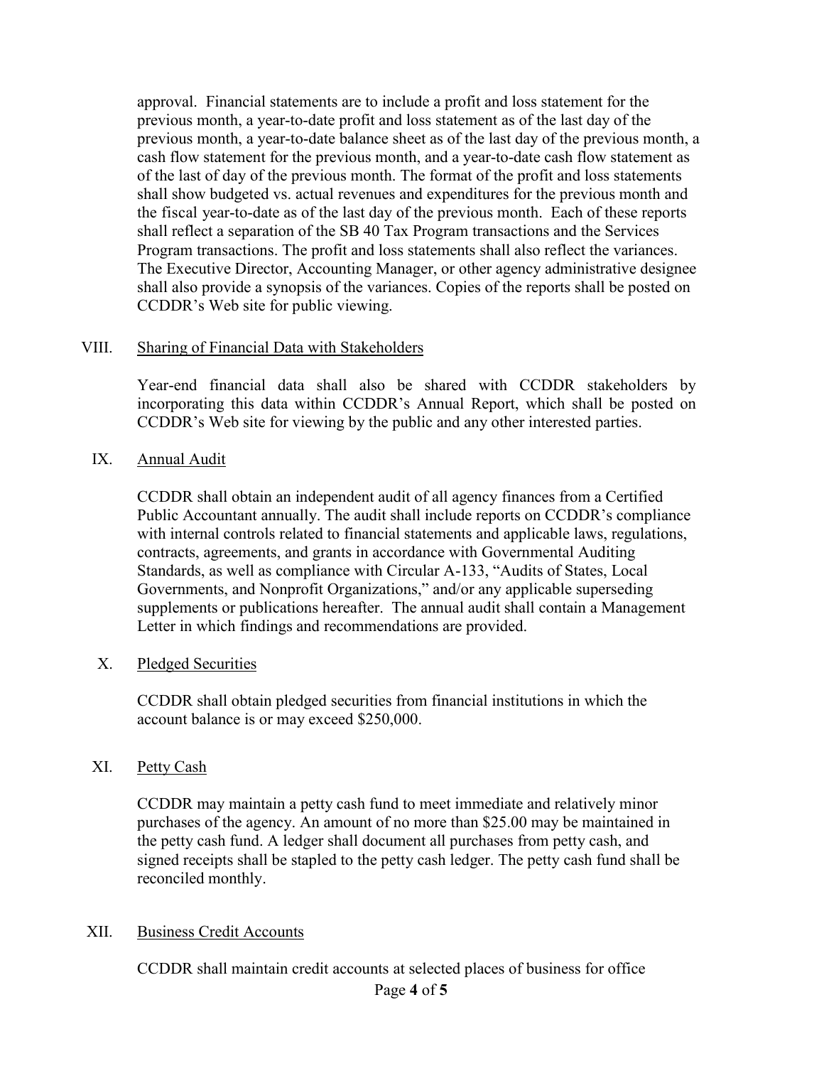approval. Financial statements are to include a profit and loss statement for the previous month, a year-to-date profit and loss statement as of the last day of the previous month, a year-to-date balance sheet as of the last day of the previous month, a cash flow statement for the previous month, and a year-to-date cash flow statement as of the last of day of the previous month. The format of the profit and loss statements shall show budgeted vs. actual revenues and expenditures for the previous month and the fiscal year-to-date as of the last day of the previous month. Each of these reports shall reflect a separation of the SB 40 Tax Program transactions and the Services Program transactions. The profit and loss statements shall also reflect the variances. The Executive Director, Accounting Manager, or other agency administrative designee shall also provide a synopsis of the variances. Copies of the reports shall be posted on CCDDR's Web site for public viewing.

## VIII. Sharing of Financial Data with Stakeholders

Year-end financial data shall also be shared with CCDDR stakeholders by incorporating this data within CCDDR's Annual Report, which shall be posted on CCDDR's Web site for viewing by the public and any other interested parties.

## IX. Annual Audit

CCDDR shall obtain an independent audit of all agency finances from a Certified Public Accountant annually. The audit shall include reports on CCDDR's compliance with internal controls related to financial statements and applicable laws, regulations, contracts, agreements, and grants in accordance with Governmental Auditing Standards, as well as compliance with Circular A-133, "Audits of States, Local Governments, and Nonprofit Organizations," and/or any applicable superseding supplements or publications hereafter. The annual audit shall contain a Management Letter in which findings and recommendations are provided.

## X. Pledged Securities

CCDDR shall obtain pledged securities from financial institutions in which the account balance is or may exceed $250,000.

## XI. Petty Cash

CCDDR may maintain a petty cash fund to meet immediate and relatively minor purchases of the agency. An amount of no more than $25.00 may be maintained in the petty cash fund. A ledger shall document all purchases from petty cash, and signed receipts shall be stapled to the petty cash ledger. The petty cash fund shall be reconciled monthly.

## XII. Business Credit Accounts

CCDDR shall maintain credit accounts at selected places of business for office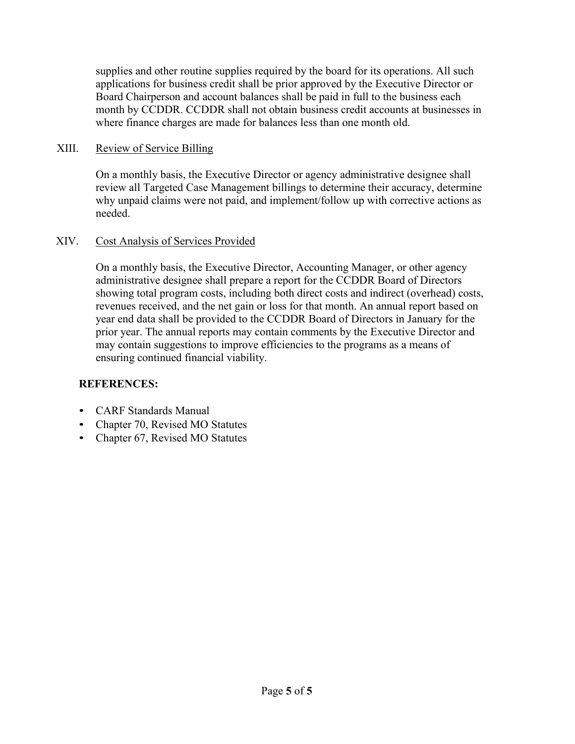supplies and other routine supplies required by the board for its operations. All such applications for business credit shall be prior approved by the Executive Director or Board Chairperson and account balances shall be paid in full to the business each month by CCDDR. CCDDR shall not obtain business credit accounts at businesses in where finance charges are made for balances less than one month old.

XIII. <u>Review of Service Billing</u>

On a monthly basis, the Executive Director or agency administrative designee shall review all Targeted Case Management billings to determine their accuracy, determine why unpaid claims were not paid, and implement/follow up with corrective actions as needed.

XIV. <u>Cost Analysis of Services Provided</u>

On a monthly basis, the Executive Director, Accounting Manager, or other agency administrative designee shall prepare a report for the CCDDR Board of Directors showing total program costs, including both direct costs and indirect (overhead) costs, revenues received, and the net gain or loss for that month. An annual report based on year end data shall be provided to the CCDDR Board of Directors in January for the prior year. The annual reports may contain comments by the Executive Director and may contain suggestions to improve efficiencies to the programs as a means of ensuring continued financial viability.

**REFERENCES:**

- CARF Standards Manual
- Chapter 70, Revised MO Statutes
- Chapter 67, Revised MO Statutes